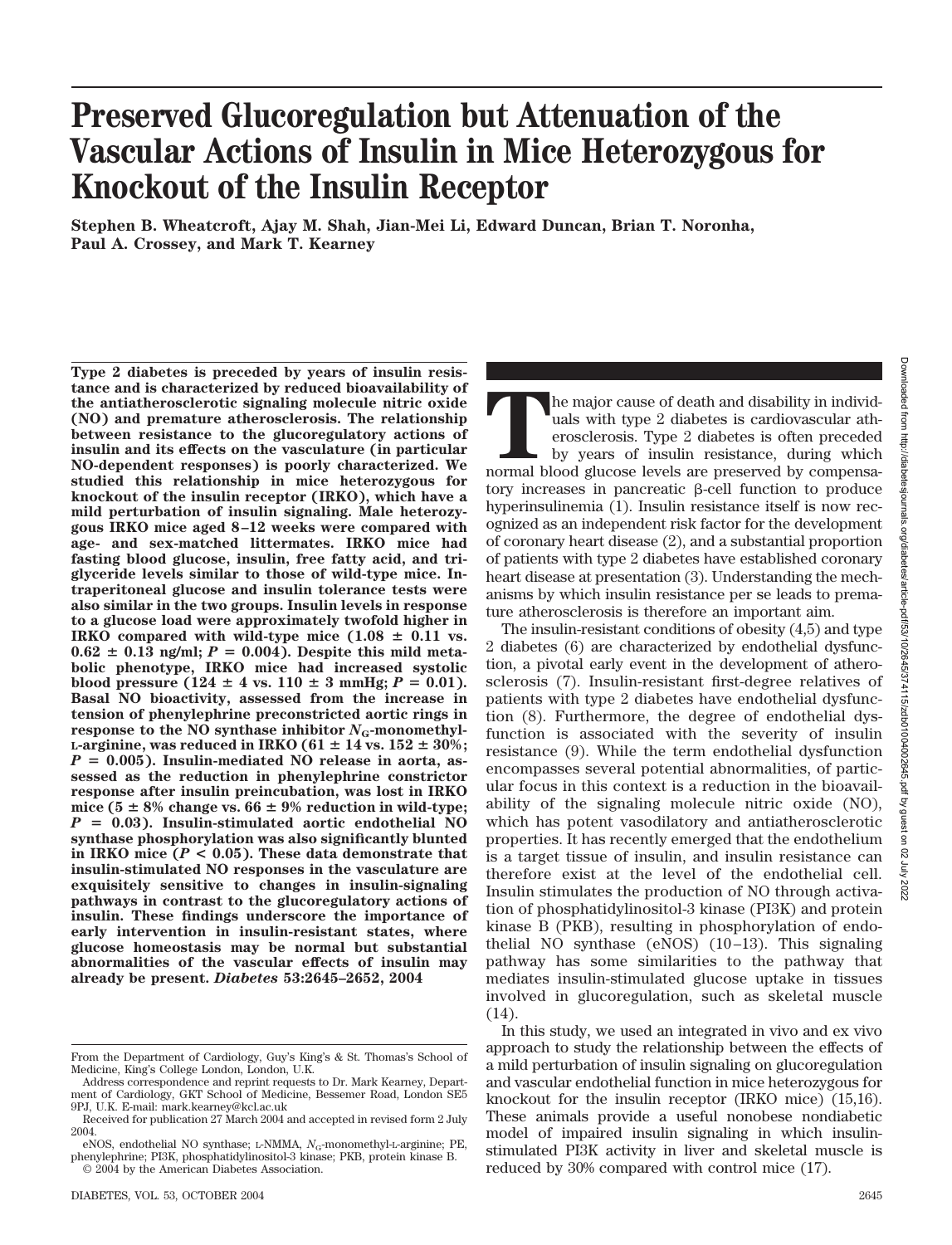# Preserved Glucoregulation but Attenuation of the Vascular Actions of Insulin in Mice Heterozygous for Knockout of the Insulin Receptor

**Stephen B. Wheatcroft, Ajay M. Shah, Jian-Mei Li, Edward Duncan, Brian T. Noronha, Paul A. Crossey, and Mark T. Kearney**

**Type 2 diabetes is preceded by years of insulin resistance and is characterized by reduced bioavailability of the antiatherosclerotic signaling molecule nitric oxide (NO) and premature atherosclerosis. The relationship between resistance to the glucoregulatory actions of insulin and its effects on the vasculature (in particular NO-dependent responses) is poorly characterized. We studied this relationship in mice heterozygous for knockout of the insulin receptor (IRKO), which have a mild perturbation of insulin signaling. Male heterozygous IRKO mice aged 8–12 weeks were compared with age- and sex-matched littermates. IRKO mice had fasting blood glucose, insulin, free fatty acid, and triglyceride levels similar to those of wild-type mice. Intraperitoneal glucose and insulin tolerance tests were also similar in the two groups. Insulin levels in response to a glucose load were approximately twofold higher in IRKO compared with wild-type mice (1.08 ± 0.11 vs. 0.62 ± 0.13 ng/ml; $P = 0.004$). Despite this mild metabolic phenotype, IRKO mice had increased systolic blood pressure (124 ± 4 vs. 110 ± 3 mmHg; $P = 0.01$). Basal NO bioactivity, assessed from the increase in tension of phenylephrine preconstricted aortic rings in response to the NO synthase inhibitor $N_G$-monomethyl-L-arginine, was reduced in IRKO (61 ± 14 vs. 152 ± 30%; $P = 0.005$). Insulin-mediated NO release in aorta, assessed as the reduction in phenylephrine constrictor response after insulin preincubation, was lost in IRKO mice (5 ± 8% change vs. 66 ± 9% reduction in wild-type; $P = 0.03$). Insulin-stimulated aortic endothelial NO synthase phosphorylation was also significantly blunted in IRKO mice ($P < 0.05$). These data demonstrate that insulin-stimulated NO responses in the vasculature are exquisitely sensitive to changes in insulin-signaling pathways in contrast to the glucoregulatory actions of insulin. These findings underscore the importance of early intervention in insulin-resistant states, where glucose homeostasis may be normal but substantial abnormalities of the vascular effects of insulin may already be present.** ***Diabetes* 53:2645–2652, 2004**

The major cause of death and disability in individuals with type 2 diabetes is cardiovascular atherosclerosis. Type 2 diabetes is often preceded by years of insulin resistance, during which normal blood glucose levels are preserved by compensatory increases in pancreatic β-cell function to produce hyperinsulinemia (1). Insulin resistance itself is now recognized as an independent risk factor for the development of coronary heart disease (2), and a substantial proportion of patients with type 2 diabetes have established coronary heart disease at presentation (3). Understanding the mechanisms by which insulin resistance per se leads to premature atherosclerosis is therefore an important aim.

The insulin-resistant conditions of obesity (4,5) and type 2 diabetes (6) are characterized by endothelial dysfunction, a pivotal early event in the development of atherosclerosis (7). Insulin-resistant first-degree relatives of patients with type 2 diabetes have endothelial dysfunction (8). Furthermore, the degree of endothelial dysfunction is associated with the severity of insulin resistance (9). While the term endothelial dysfunction encompasses several potential abnormalities, of particular focus in this context is a reduction in the bioavailability of the signaling molecule nitric oxide (NO), which has potent vasodilatory and antiatherosclerotic properties. It has recently emerged that the endothelium is a target tissue of insulin, and insulin resistance can therefore exist at the level of the endothelial cell. Insulin stimulates the production of NO through activation of phosphatidylinositol-3 kinase (PI3K) and protein kinase B (PKB), resulting in phosphorylation of endothelial NO synthase (eNOS) (10–13). This signaling pathway has some similarities to the pathway that mediates insulin-stimulated glucose uptake in tissues involved in glucoregulation, such as skeletal muscle (14).

In this study, we used an integrated in vivo and ex vivo approach to study the relationship between the effects of a mild perturbation of insulin signaling on glucoregulation and vascular endothelial function in mice heterozygous for knockout for the insulin receptor (IRKO mice) (15,16). These animals provide a useful nonobese nondiabetic model of impaired insulin signaling in which insulin-stimulated PI3K activity in liver and skeletal muscle is reduced by 30% compared with control mice (17).

From the Department of Cardiology, Guy's King's & St. Thomas's School of Medicine, King's College London, London, U.K.

Address correspondence and reprint requests to Dr. Mark Kearney, Department of Cardiology, GKT School of Medicine, Bessemer Road, London SE5 9PJ, U.K. E-mail: mark.kearney@kcl.ac.uk

Received for publication 27 March 2004 and accepted in revised form 2 July 2004.

eNOS, endothelial NO synthase; L-NMMA, $N_G$-monomethyl-L-arginine; PE, phenylephrine; PI3K, phosphatidylinositol-3 kinase; PKB, protein kinase B.

© 2004 by the American Diabetes Association.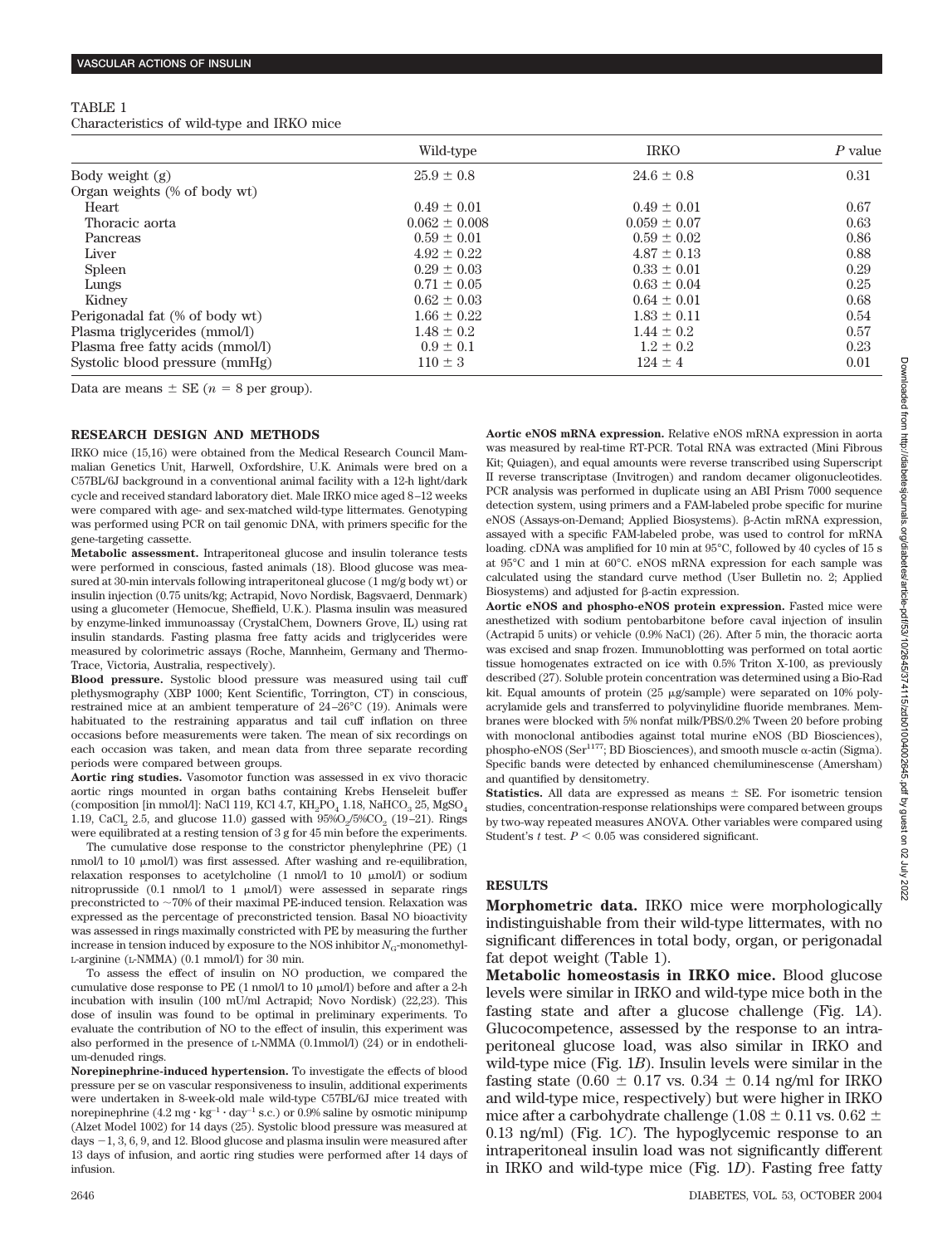TABLE 1
Characteristics of wild-type and IRKO mice

| | Wild-type | IRKO | *P* value |
|---|---|---|---|
| Body weight (g) | 25.9 ± 0.8 | 24.6 ± 0.8 | 0.31 |
| Organ weights (% of body wt) | | | |
| Heart | 0.49 ± 0.01 | 0.49 ± 0.01 | 0.67 |
| Thoracic aorta | 0.062 ± 0.008 | 0.059 ± 0.07 | 0.63 |
| Pancreas | 0.59 ± 0.01 | 0.59 ± 0.02 | 0.86 |
| Liver | 4.92 ± 0.22 | 4.87 ± 0.13 | 0.88 |
| Spleen | 0.29 ± 0.03 | 0.33 ± 0.01 | 0.29 |
| Lungs | 0.71 ± 0.05 | 0.63 ± 0.04 | 0.25 |
| Kidney | 0.62 ± 0.03 | 0.64 ± 0.01 | 0.68 |
| Perigonadal fat (% of body wt) | 1.66 ± 0.22 | 1.83 ± 0.11 | 0.54 |
| Plasma triglycerides (mmol/l) | 1.48 ± 0.2 | 1.44 ± 0.2 | 0.57 |
| Plasma free fatty acids (mmol/l) | 0.9 ± 0.1 | 1.2 ± 0.2 | 0.23 |
| Systolic blood pressure (mmHg) | 110 ± 3 | 124 ± 4 | 0.01 |

Data are means ± SE ($n = 8$ per group).

## RESEARCH DESIGN AND METHODS

IRKO mice (15,16) were obtained from the Medical Research Council Mammalian Genetics Unit, Harwell, Oxfordshire, U.K. Animals were bred on a C57BL/6J background in a conventional animal facility with a 12-h light/dark cycle and received standard laboratory diet. Male IRKO mice aged 8–12 weeks were compared with age- and sex-matched wild-type littermates. Genotyping was performed using PCR on tail genomic DNA, with primers specific for the gene-targeting cassette.

**Metabolic assessment.** Intraperitoneal glucose and insulin tolerance tests were performed in conscious, fasted animals (18). Blood glucose was measured at 30-min intervals following intraperitoneal glucose (1 mg/g body wt) or insulin injection (0.75 units/kg; Actrapid, Novo Nordisk, Bagsvaerd, Denmark) using a glucometer (Hemocue, Sheffield, U.K.). Plasma insulin was measured by enzyme-linked immunoassay (CrystalChem, Downers Grove, IL) using rat insulin standards. Fasting plasma free fatty acids and triglycerides were measured by colorimetric assays (Roche, Mannheim, Germany and Thermo-Trace, Victoria, Australia, respectively).

**Blood pressure.** Systolic blood pressure was measured using tail cuff plethysmography (XBP 1000; Kent Scientific, Torrington, CT) in conscious, restrained mice at an ambient temperature of 24–26°C (19). Animals were habituated to the restraining apparatus and tail cuff inflation on three occasions before measurements were taken. The mean of six recordings on each occasion was taken, and mean data from three separate recording periods were compared between groups.

**Aortic ring studies.** Vasomotor function was assessed in ex vivo thoracic aortic rings mounted in organ baths containing Krebs Henseleit buffer (composition [in mmol/l]: NaCl 119, KCl 4.7, $KH_2PO_4$ 1.18, $NaHCO_3$ 25, $MgSO_4$ 1.19, $CaCl_2$ 2.5, and glucose 11.0) gassed with 95%$O_2$/5%$CO_2$ (19–21). Rings were equilibrated at a resting tension of 3 g for 45 min before the experiments.

The cumulative dose response to the constrictor phenylephrine (PE) (1 nmol/l to 10 μmol/l) was first assessed. After washing and re-equilibration, relaxation responses to acetylcholine (1 nmol/l to 10 μmol/l) or sodium nitroprusside (0.1 nmol/l to 1 μmol/l) were assessed in separate rings preconstricted to ~70% of their maximal PE-induced tension. Relaxation was expressed as the percentage of preconstricted tension. Basal NO bioactivity was assessed in rings maximally constricted with PE by measuring the further increase in tension induced by exposure to the NOS inhibitor $N_G$-monomethyl-L-arginine (L-NMMA) (0.1 mmol/l) for 30 min.

To assess the effect of insulin on NO production, we compared the cumulative dose response to PE (1 nmol/l to 10 μmol/l) before and after a 2-h incubation with insulin (100 mU/ml Actrapid; Novo Nordisk) (22,23). This dose of insulin was found to be optimal in preliminary experiments. To evaluate the contribution of NO to the effect of insulin, this experiment was also performed in the presence of L-NMMA (0.1mmol/l) (24) or in endothelium-denuded rings.

**Norepinephrine-induced hypertension.** To investigate the effects of blood pressure per se on vascular responsiveness to insulin, additional experiments were undertaken in 8-week-old male wild-type C57BL/6J mice treated with norepinephrine (4.2 mg · kg$^{-1}$ · day$^{-1}$ s.c.) or 0.9% saline by osmotic minipump (Alzet Model 1002) for 14 days (25). Systolic blood pressure was measured at days −1, 3, 6, 9, and 12. Blood glucose and plasma insulin were measured after 13 days of infusion, and aortic ring studies were performed after 14 days of infusion.

**Aortic eNOS mRNA expression.** Relative eNOS mRNA expression in aorta was measured by real-time RT-PCR. Total RNA was extracted (Mini Fibrous Kit; Quiagen), and equal amounts were reverse transcribed using Superscript II reverse transcriptase (Invitrogen) and random decamer oligonucleotides. PCR analysis was performed in duplicate using an ABI Prism 7000 sequence detection system, using primers and a FAM-labeled probe specific for murine eNOS (Assays-on-Demand; Applied Biosystems). β-Actin mRNA expression, assayed with a specific FAM-labeled probe, was used to control for mRNA loading. cDNA was amplified for 10 min at 95°C, followed by 40 cycles of 15 s at 95°C and 1 min at 60°C. eNOS mRNA expression for each sample was calculated using the standard curve method (User Bulletin no. 2; Applied Biosystems) and adjusted for β-actin expression.

**Aortic eNOS and phospho-eNOS protein expression.** Fasted mice were anesthetized with sodium pentobarbitone before caval injection of insulin (Actrapid 5 units) or vehicle (0.9% NaCl) (26). After 5 min, the thoracic aorta was excised and snap frozen. Immunoblotting was performed on total aortic tissue homogenates extracted on ice with 0.5% Triton X-100, as previously described (27). Soluble protein concentration was determined using a Bio-Rad kit. Equal amounts of protein (25 μg/sample) were separated on 10% polyacrylamide gels and transferred to polyvinylidine fluoride membranes. Membranes were blocked with 5% nonfat milk/PBS/0.2% Tween 20 before probing with monoclonal antibodies against total murine eNOS (BD Biosciences), phospho-eNOS (Ser$^{1177}$; BD Biosciences), and smooth muscle α-actin (Sigma). Specific bands were detected by enhanced chemiluminescense (Amersham) and quantified by densitometry.

**Statistics.** All data are expressed as means ± SE. For isometric tension studies, concentration-response relationships were compared between groups by two-way repeated measures ANOVA. Other variables were compared using Student's *t* test. $P < 0.05$ was considered significant.

## RESULTS

**Morphometric data.** IRKO mice were morphologically indistinguishable from their wild-type littermates, with no significant differences in total body, organ, or perigonadal fat depot weight (Table 1).

**Metabolic homeostasis in IRKO mice.** Blood glucose levels were similar in IRKO and wild-type mice both in the fasting state and after a glucose challenge (Fig. 1*A*). Glucocompetence, assessed by the response to an intraperitoneal glucose load, was also similar in IRKO and wild-type mice (Fig. 1*B*). Insulin levels were similar in the fasting state (0.60 ± 0.17 vs. 0.34 ± 0.14 ng/ml for IRKO and wild-type mice, respectively) but were higher in IRKO mice after a carbohydrate challenge (1.08 ± 0.11 vs. 0.62 ± 0.13 ng/ml) (Fig. 1*C*). The hypoglycemic response to an intraperitoneal insulin load was not significantly different in IRKO and wild-type mice (Fig. 1*D*). Fasting free fatty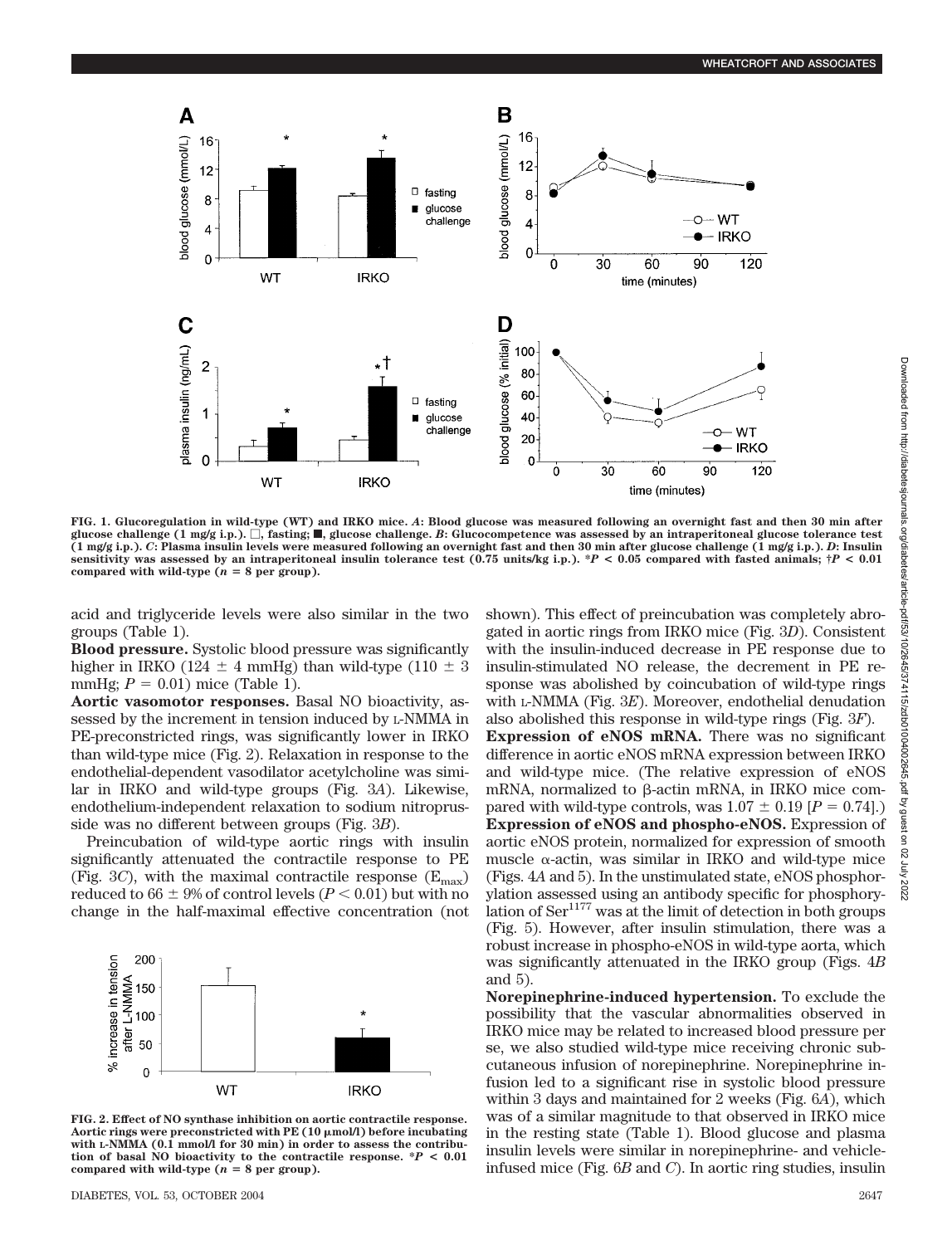FIG. 1. Glucoregulation in wild-type (WT) and IRKO mice. *A*: Blood glucose was measured following an overnight fast and then 30 min after glucose challenge (1 mg/g i.p.). □, fasting; ■, glucose challenge. *B*: Glucocompetence was assessed by an intraperitoneal glucose tolerance test (1 mg/g i.p.). *C*: Plasma insulin levels were measured following an overnight fast and then 30 min after glucose challenge (1 mg/g i.p.). *D*: Insulin sensitivity was assessed by an intraperitoneal insulin tolerance test (0.75 units/kg i.p.). *$P < 0.05$ compared with fasted animals; †$P < 0.01$ compared with wild-type ($n = 8$ per group).

acid and triglyceride levels were also similar in the two groups (Table 1).

**Blood pressure.** Systolic blood pressure was significantly higher in IRKO (124 ± 4 mmHg) than wild-type (110 ± 3 mmHg; $P = 0.01$) mice (Table 1).

**Aortic vasomotor responses.** Basal NO bioactivity, assessed by the increment in tension induced by L-NMMA in PE-preconstricted rings, was significantly lower in IRKO than wild-type mice (Fig. 2). Relaxation in response to the endothelial-dependent vasodilator acetylcholine was similar in IRKO and wild-type groups (Fig. 3*A*). Likewise, endothelium-independent relaxation to sodium nitroprusside was no different between groups (Fig. 3*B*).

Preincubation of wild-type aortic rings with insulin significantly attenuated the contractile response to PE (Fig. 3*C*), with the maximal contractile response ($E_{max}$) reduced to 66 ± 9% of control levels ($P < 0.01$) but with no change in the half-maximal effective concentration (not shown). This effect of preincubation was completely abrogated in aortic rings from IRKO mice (Fig. 3*D*). Consistent with the insulin-induced decrease in PE response due to insulin-stimulated NO release, the decrement in PE response was abolished by coincubation of wild-type rings with L-NMMA (Fig. 3*E*). Moreover, endothelial denudation also abolished this response in wild-type rings (Fig. 3*F*).

FIG. 2. Effect of NO synthase inhibition on aortic contractile response. Aortic rings were preconstricted with PE (10 μmol/l) before incubating with L-NMMA (0.1 mmol/l for 30 min) in order to assess the contribution of basal NO bioactivity to the contractile response. *$P < 0.01$ compared with wild-type ($n = 8$ per group).

**Expression of eNOS mRNA.** There was no significant difference in aortic eNOS mRNA expression between IRKO and wild-type mice. (The relative expression of eNOS mRNA, normalized to β-actin mRNA, in IRKO mice compared with wild-type controls, was 1.07 ± 0.19 [$P = 0.74$].)

**Expression of eNOS and phospho-eNOS.** Expression of aortic eNOS protein, normalized for expression of smooth muscle α-actin, was similar in IRKO and wild-type mice (Figs. 4*A* and 5). In the unstimulated state, eNOS phosphorylation assessed using an antibody specific for phosphorylation of $Ser^{1177}$ was at the limit of detection in both groups (Fig. 5). However, after insulin stimulation, there was a robust increase in phospho-eNOS in wild-type aorta, which was significantly attenuated in the IRKO group (Figs. 4*B* and 5).

**Norepinephrine-induced hypertension.** To exclude the possibility that the vascular abnormalities observed in IRKO mice may be related to increased blood pressure per se, we also studied wild-type mice receiving chronic subcutaneous infusion of norepinephrine. Norepinephrine infusion led to a significant rise in systolic blood pressure within 3 days and maintained for 2 weeks (Fig. 6*A*), which was of a similar magnitude to that observed in IRKO mice in the resting state (Table 1). Blood glucose and plasma insulin levels were similar in norepinephrine- and vehicle-infused mice (Fig. 6*B* and *C*). In aortic ring studies, insulin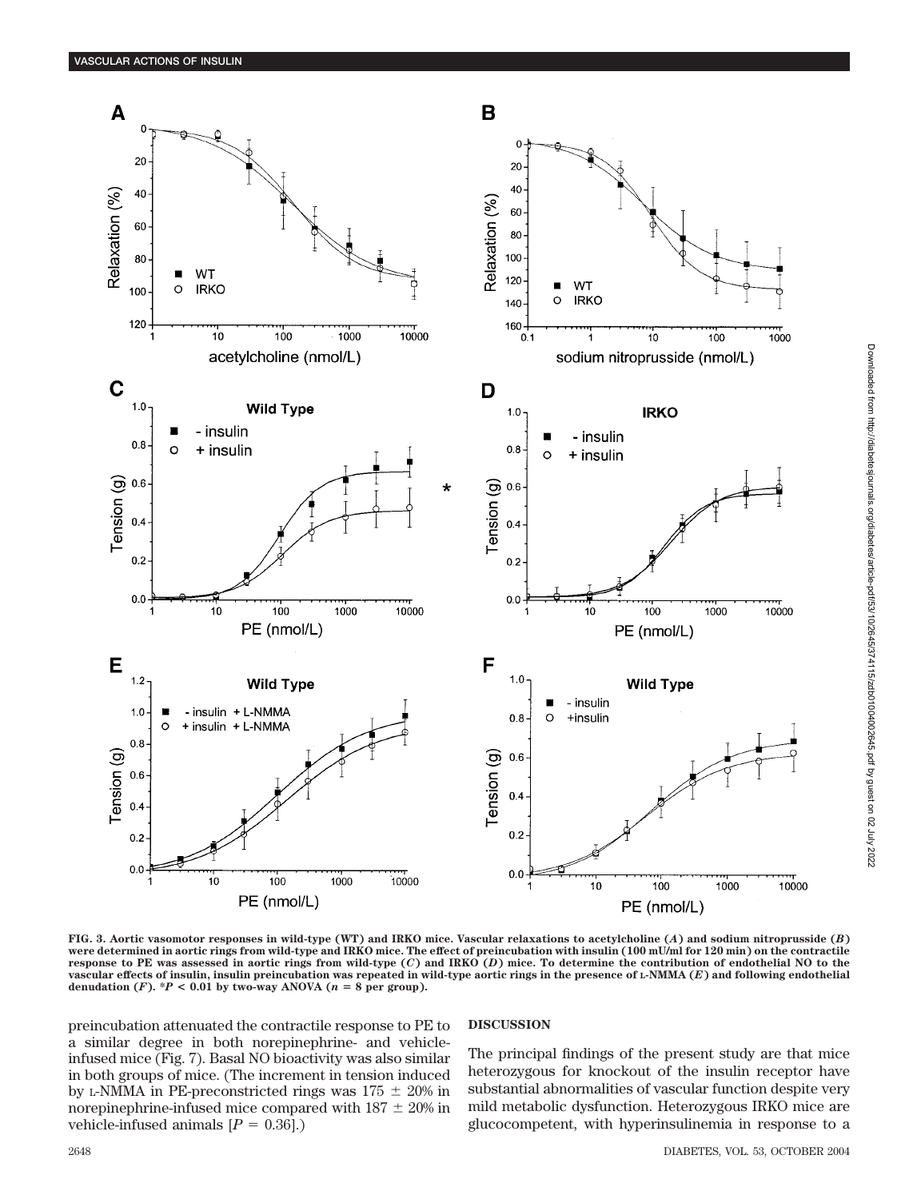**FIG. 3. Aortic vasomotor responses in wild-type (WT) and IRKO mice. Vascular relaxations to acetylcholine (*A*) and sodium nitroprusside (*B*) were determined in aortic rings from wild-type and IRKO mice. The effect of preincubation with insulin (100 mU/ml for 120 min) on the contractile response to PE was assessed in aortic rings from wild-type (*C*) and IRKO (*D*) mice. To determine the contribution of endothelial NO to the vascular effects of insulin, insulin preincubation was repeated in wild-type aortic rings in the presence of L-NMMA (*E*) and following endothelial denudation (*F*). \*$P < 0.01$ by two-way ANOVA ($n = 8$ per group).**

preincubation attenuated the contractile response to PE to a similar degree in both norepinephrine- and vehicle-infused mice (Fig. 7). Basal NO bioactivity was also similar in both groups of mice. (The increment in tension induced by L-NMMA in PE-preconstricted rings was 175 ± 20% in norepinephrine-infused mice compared with 187 ± 20% in vehicle-infused animals [$P = 0.36$].)

## DISCUSSION

The principal findings of the present study are that mice heterozygous for knockout of the insulin receptor have substantial abnormalities of vascular function despite very mild metabolic dysfunction. Heterozygous IRKO mice are glucocompetent, with hyperinsulinemia in response to a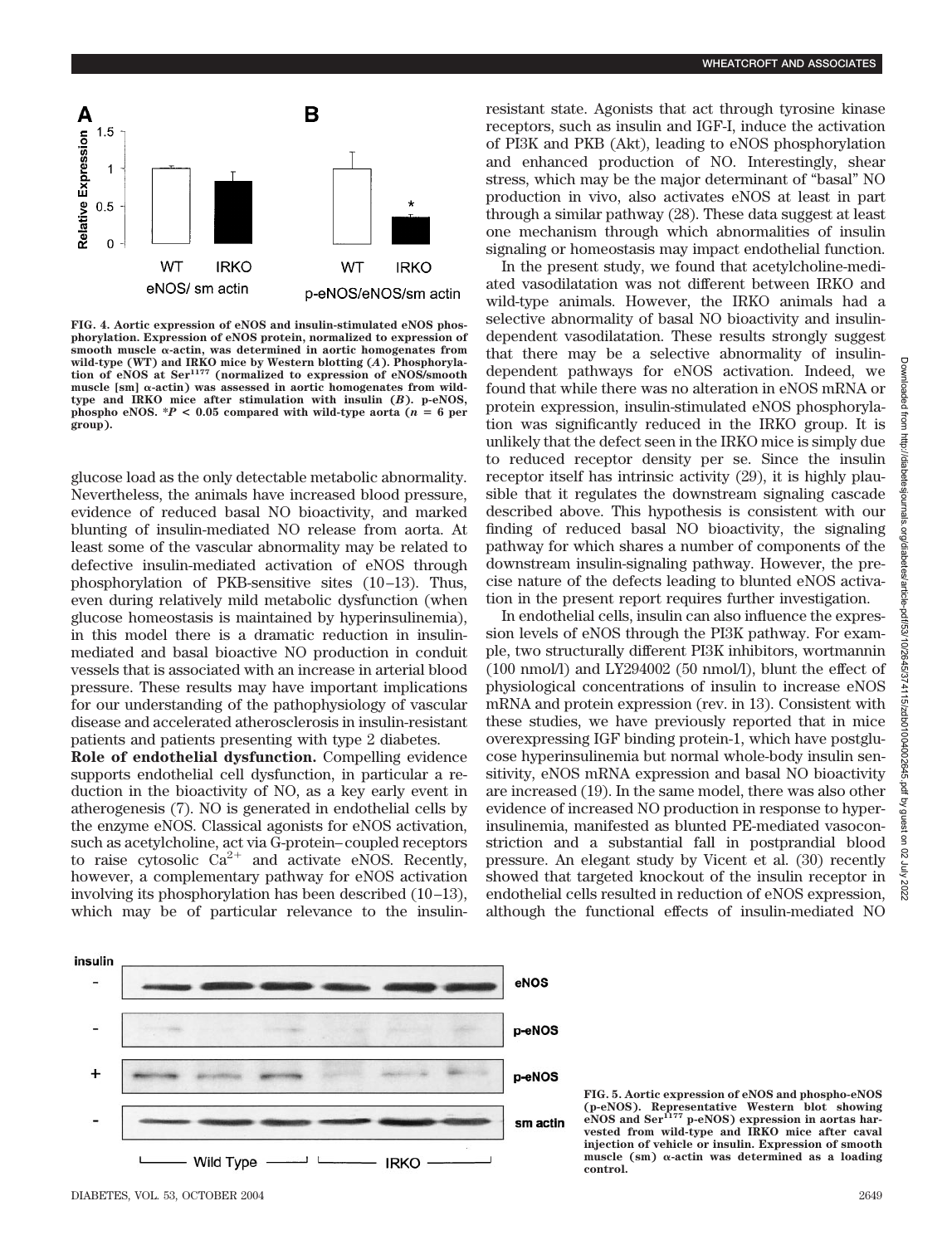FIG. 4. Aortic expression of eNOS and insulin-stimulated eNOS phosphorylation. Expression of eNOS protein, normalized to expression of smooth muscle α-actin, was determined in aortic homogenates from wild-type (WT) and IRKO mice by Western blotting (*A*). Phosphorylation of eNOS at $Ser^{1177}$ (normalized to expression of eNOS/smooth muscle [sm] α-actin) was assessed in aortic homogenates from wild-type and IRKO mice after stimulation with insulin (*B*). p-eNOS, phospho eNOS. $*P < 0.05$ compared with wild-type aorta ($n = 6$ per group).

glucose load as the only detectable metabolic abnormality. Nevertheless, the animals have increased blood pressure, evidence of reduced basal NO bioactivity, and marked blunting of insulin-mediated NO release from aorta. At least some of the vascular abnormality may be related to defective insulin-mediated activation of eNOS through phosphorylation of PKB-sensitive sites (10–13). Thus, even during relatively mild metabolic dysfunction (when glucose homeostasis is maintained by hyperinsulinemia), in this model there is a dramatic reduction in insulin-mediated and basal bioactive NO production in conduit vessels that is associated with an increase in arterial blood pressure. These results may have important implications for our understanding of the pathophysiology of vascular disease and accelerated atherosclerosis in insulin-resistant patients and patients presenting with type 2 diabetes.

**Role of endothelial dysfunction.** Compelling evidence supports endothelial cell dysfunction, in particular a reduction in the bioactivity of NO, as a key early event in atherogenesis (7). NO is generated in endothelial cells by the enzyme eNOS. Classical agonists for eNOS activation, such as acetylcholine, act via G-protein–coupled receptors to raise cytosolic $Ca^{2+}$ and activate eNOS. Recently, however, a complementary pathway for eNOS activation involving its phosphorylation has been described (10–13), which may be of particular relevance to the insulin-resistant state. Agonists that act through tyrosine kinase receptors, such as insulin and IGF-I, induce the activation of PI3K and PKB (Akt), leading to eNOS phosphorylation and enhanced production of NO. Interestingly, shear stress, which may be the major determinant of "basal" NO production in vivo, also activates eNOS at least in part through a similar pathway (28). These data suggest at least one mechanism through which abnormalities of insulin signaling or homeostasis may impact endothelial function.

In the present study, we found that acetylcholine-mediated vasodilatation was not different between IRKO and wild-type animals. However, the IRKO animals had a selective abnormality of basal NO bioactivity and insulin-dependent vasodilatation. These results strongly suggest that there may be a selective abnormality of insulin-dependent pathways for eNOS activation. Indeed, we found that while there was no alteration in eNOS mRNA or protein expression, insulin-stimulated eNOS phosphorylation was significantly reduced in the IRKO group. It is unlikely that the defect seen in the IRKO mice is simply due to reduced receptor density per se. Since the insulin receptor itself has intrinsic activity (29), it is highly plausible that it regulates the downstream signaling cascade described above. This hypothesis is consistent with our finding of reduced basal NO bioactivity, the signaling pathway for which shares a number of components of the downstream insulin-signaling pathway. However, the precise nature of the defects leading to blunted eNOS activation in the present report requires further investigation.

In endothelial cells, insulin can also influence the expression levels of eNOS through the PI3K pathway. For example, two structurally different PI3K inhibitors, wortmannin (100 nmol/l) and LY294002 (50 nmol/l), blunt the effect of physiological concentrations of insulin to increase eNOS mRNA and protein expression (rev. in 13). Consistent with these studies, we have previously reported that in mice overexpressing IGF binding protein-1, which have postglucose hyperinsulinemia but normal whole-body insulin sensitivity, eNOS mRNA expression and basal NO bioactivity are increased (19). In the same model, there was also other evidence of increased NO production in response to hyperinsulinemia, manifested as blunted PE-mediated vasoconstriction and a substantial fall in postprandial blood pressure. An elegant study by Vicent et al. (30) recently showed that targeted knockout of the insulin receptor in endothelial cells resulted in reduction of eNOS expression, although the functional effects of insulin-mediated NO

FIG. 5. Aortic expression of eNOS and phospho-eNOS (p-eNOS). Representative Western blot showing eNOS and $Ser^{1177}$ p-eNOS) expression in aortas harvested from wild-type and IRKO mice after caval injection of vehicle or insulin. Expression of smooth muscle (sm) α-actin was determined as a loading control.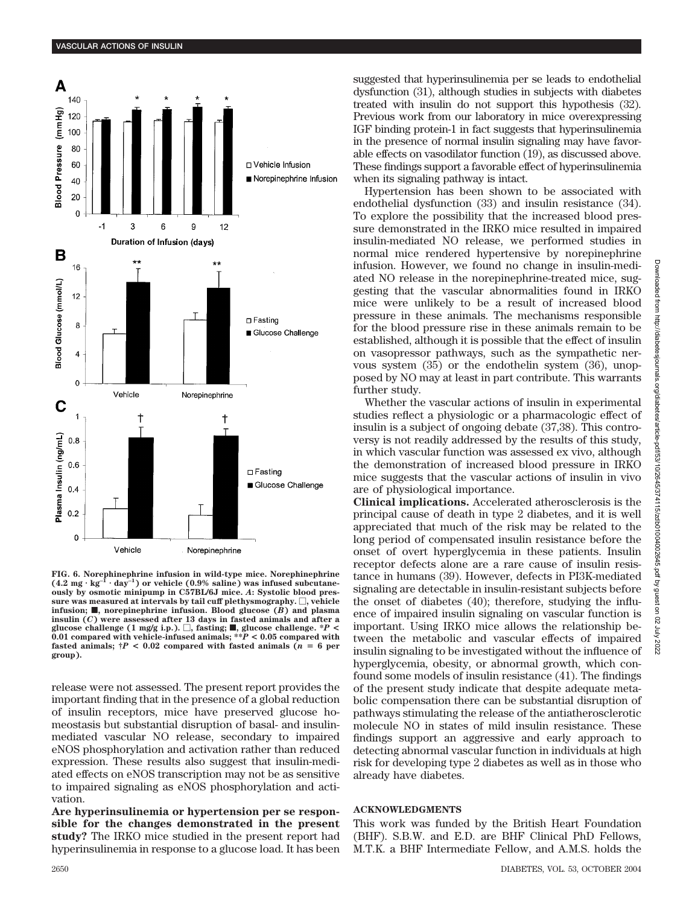FIG. 6. Norephinephrine infusion in wild-type mice. Norephinephrine ($4.2\ mg \cdot kg^{-1} \cdot day^{-1}$) or vehicle (0.9% saline) was infused subcutaneously by osmotic minipump in C57BL/6J mice. *A*: Systolic blood pressure was measured at intervals by tail cuff plethysmography. □, vehicle infusion; ■, norepinephrine infusion. Blood glucose (*B*) and plasma insulin (*C*) were assessed after 13 days in fasted animals and after a glucose challenge (1 mg/g i.p.). □, fasting; ■, glucose challenge. \**P* < 0.01 compared with vehicle-infused animals; \*\**P* < 0.05 compared with fasted animals; †*P* < 0.02 compared with fasted animals (*n* = 6 per group).

release were not assessed. The present report provides the important finding that in the presence of a global reduction of insulin receptors, mice have preserved glucose homeostasis but substantial disruption of basal- and insulin-mediated vascular NO release, secondary to impaired eNOS phosphorylation and activation rather than reduced expression. These results also suggest that insulin-mediated effects on eNOS transcription may not be as sensitive to impaired signaling as eNOS phosphorylation and activation.

**Are hyperinsulinemia or hypertension per se responsible for the changes demonstrated in the present study?** The IRKO mice studied in the present report had hyperinsulinemia in response to a glucose load. It has been suggested that hyperinsulinemia per se leads to endothelial dysfunction (31), although studies in subjects with diabetes treated with insulin do not support this hypothesis (32). Previous work from our laboratory in mice overexpressing IGF binding protein-1 in fact suggests that hyperinsulinemia in the presence of normal insulin signaling may have favorable effects on vasodilator function (19), as discussed above. These findings support a favorable effect of hyperinsulinemia when its signaling pathway is intact.

Hypertension has been shown to be associated with endothelial dysfunction (33) and insulin resistance (34). To explore the possibility that the increased blood pressure demonstrated in the IRKO mice resulted in impaired insulin-mediated NO release, we performed studies in normal mice rendered hypertensive by norepinephrine infusion. However, we found no change in insulin-mediated NO release in the norepinephrine-treated mice, suggesting that the vascular abnormalities found in IRKO mice were unlikely to be a result of increased blood pressure in these animals. The mechanisms responsible for the blood pressure rise in these animals remain to be established, although it is possible that the effect of insulin on vasopressor pathways, such as the sympathetic nervous system (35) or the endothelin system (36), unopposed by NO may at least in part contribute. This warrants further study.

Whether the vascular actions of insulin in experimental studies reflect a physiologic or a pharmacologic effect of insulin is a subject of ongoing debate (37,38). This controversy is not readily addressed by the results of this study, in which vascular function was assessed ex vivo, although the demonstration of increased blood pressure in IRKO mice suggests that the vascular actions of insulin in vivo are of physiological importance.

**Clinical implications.** Accelerated atherosclerosis is the principal cause of death in type 2 diabetes, and it is well appreciated that much of the risk may be related to the long period of compensated insulin resistance before the onset of overt hyperglycemia in these patients. Insulin receptor defects alone are a rare cause of insulin resistance in humans (39). However, defects in PI3K-mediated signaling are detectable in insulin-resistant subjects before the onset of diabetes (40); therefore, studying the influence of impaired insulin signaling on vascular function is important. Using IRKO mice allows the relationship between the metabolic and vascular effects of impaired insulin signaling to be investigated without the influence of hyperglycemia, obesity, or abnormal growth, which confound some models of insulin resistance (41). The findings of the present study indicate that despite adequate metabolic compensation there can be substantial disruption of pathways stimulating the release of the antiatherosclerotic molecule NO in states of mild insulin resistance. These findings support an aggressive and early approach to detecting abnormal vascular function in individuals at high risk for developing type 2 diabetes as well as in those who already have diabetes.

## ACKNOWLEDGMENTS

This work was funded by the British Heart Foundation (BHF). S.B.W. and E.D. are BHF Clinical PhD Fellows, M.T.K. a BHF Intermediate Fellow, and A.M.S. holds the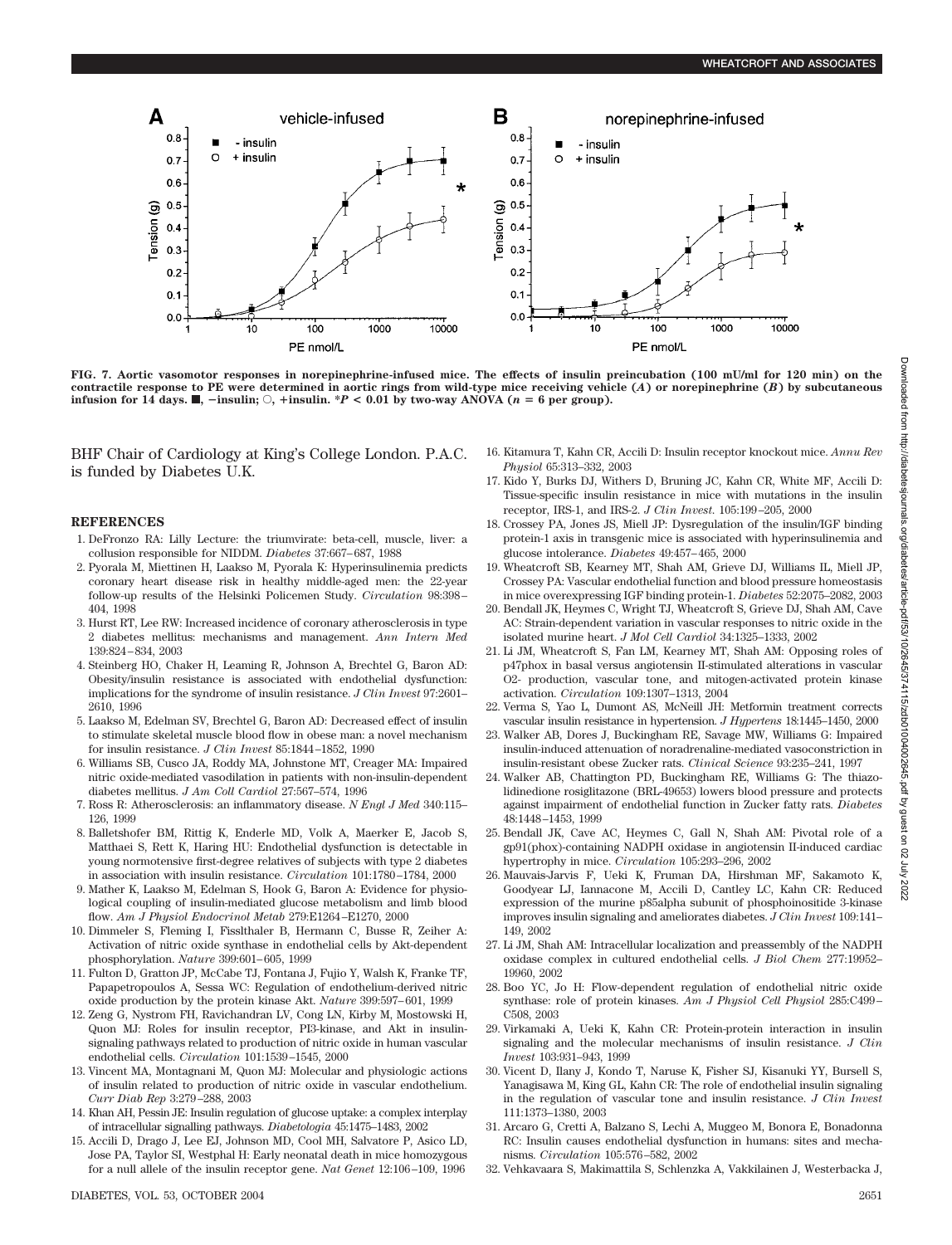**FIG. 7. Aortic vasomotor responses in norepinephrine-infused mice. The effects of insulin preincubation (100 mU/ml for 120 min) on the contractile response to PE were determined in aortic rings from wild-type mice receiving vehicle (*A*) or norepinephrine (*B*) by subcutaneous infusion for 14 days. ■, −insulin; ○, +insulin. *$P < 0.01$ by two-way ANOVA ($n = 6$ per group).**

BHF Chair of Cardiology at King's College London. P.A.C. is funded by Diabetes U.K.

## REFERENCES

1. DeFronzo RA: Lilly Lecture: the triumvirate: beta-cell, muscle, liver: a collusion responsible for NIDDM. *Diabetes* 37:667–687, 1988
2. Pyorala M, Miettinen H, Laakso M, Pyorala K: Hyperinsulinemia predicts coronary heart disease risk in healthy middle-aged men: the 22-year follow-up results of the Helsinki Policemen Study. *Circulation* 98:398–404, 1998
3. Hurst RT, Lee RW: Increased incidence of coronary atherosclerosis in type 2 diabetes mellitus: mechanisms and management. *Ann Intern Med* 139:824–834, 2003
4. Steinberg HO, Chaker H, Leaming R, Johnson A, Brechtel G, Baron AD: Obesity/insulin resistance is associated with endothelial dysfunction: implications for the syndrome of insulin resistance. *J Clin Invest* 97:2601–2610, 1996
5. Laakso M, Edelman SV, Brechtel G, Baron AD: Decreased effect of insulin to stimulate skeletal muscle blood flow in obese man: a novel mechanism for insulin resistance. *J Clin Invest* 85:1844–1852, 1990
6. Williams SB, Cusco JA, Roddy MA, Johnstone MT, Creager MA: Impaired nitric oxide-mediated vasodilation in patients with non-insulin-dependent diabetes mellitus. *J Am Coll Cardiol* 27:567–574, 1996
7. Ross R: Atherosclerosis: an inflammatory disease. *N Engl J Med* 340:115–126, 1999
8. Balletshofer BM, Rittig K, Enderle MD, Volk A, Maerker E, Jacob S, Matthaei S, Rett K, Haring HU: Endothelial dysfunction is detectable in young normotensive first-degree relatives of subjects with type 2 diabetes in association with insulin resistance. *Circulation* 101:1780–1784, 2000
9. Mather K, Laakso M, Edelman S, Hook G, Baron A: Evidence for physiological coupling of insulin-mediated glucose metabolism and limb blood flow. *Am J Physiol Endocrinol Metab* 279:E1264–E1270, 2000
10. Dimmeler S, Fleming I, Fisslthaler B, Hermann C, Busse R, Zeiher A: Activation of nitric oxide synthase in endothelial cells by Akt-dependent phosphorylation. *Nature* 399:601–605, 1999
11. Fulton D, Gratton JP, McCabe TJ, Fontana J, Fujio Y, Walsh K, Franke TF, Papapetropoulos A, Sessa WC: Regulation of endothelium-derived nitric oxide production by the protein kinase Akt. *Nature* 399:597–601, 1999
12. Zeng G, Nystrom FH, Ravichandran LV, Cong LN, Kirby M, Mostowski H, Quon MJ: Roles for insulin receptor, PI3-kinase, and Akt in insulin-signaling pathways related to production of nitric oxide in human vascular endothelial cells. *Circulation* 101:1539–1545, 2000
13. Vincent MA, Montagnani M, Quon MJ: Molecular and physiologic actions of insulin related to production of nitric oxide in vascular endothelium. *Curr Diab Rep* 3:279–288, 2003
14. Khan AH, Pessin JE: Insulin regulation of glucose uptake: a complex interplay of intracellular signalling pathways. *Diabetologia* 45:1475–1483, 2002
15. Accili D, Drago J, Lee EJ, Johnson MD, Cool MH, Salvatore P, Asico LD, Jose PA, Taylor SI, Westphal H: Early neonatal death in mice homozygous for a null allele of the insulin receptor gene. *Nat Genet* 12:106–109, 1996
16. Kitamura T, Kahn CR, Accili D: Insulin receptor knockout mice. *Annu Rev Physiol* 65:313–332, 2003
17. Kido Y, Burks DJ, Withers D, Bruning JC, Kahn CR, White MF, Accili D: Tissue-specific insulin resistance in mice with mutations in the insulin receptor, IRS-1, and IRS-2. *J Clin Invest.* 105:199–205, 2000
18. Crossey PA, Jones JS, Miell JP: Dysregulation of the insulin/IGF binding protein-1 axis in transgenic mice is associated with hyperinsulinemia and glucose intolerance. *Diabetes* 49:457–465, 2000
19. Wheatcroft SB, Kearney MT, Shah AM, Grieve DJ, Williams IL, Miell JP, Crossey PA: Vascular endothelial function and blood pressure homeostasis in mice overexpressing IGF binding protein-1. *Diabetes* 52:2075–2082, 2003
20. Bendall JK, Heymes C, Wright TJ, Wheatcroft S, Grieve DJ, Shah AM, Cave AC: Strain-dependent variation in vascular responses to nitric oxide in the isolated murine heart. *J Mol Cell Cardiol* 34:1325–1333, 2002
21. Li JM, Wheatcroft S, Fan LM, Kearney MT, Shah AM: Opposing roles of p47phox in basal versus angiotensin II-stimulated alterations in vascular O2- production, vascular tone, and mitogen-activated protein kinase activation. *Circulation* 109:1307–1313, 2004
22. Verma S, Yao L, Dumont AS, McNeill JH: Metformin treatment corrects vascular insulin resistance in hypertension. *J Hypertens* 18:1445–1450, 2000
23. Walker AB, Dores J, Buckingham RE, Savage MW, Williams G: Impaired insulin-induced attenuation of noradrenaline-mediated vasoconstriction in insulin-resistant obese Zucker rats. *Clinical Science* 93:235–241, 1997
24. Walker AB, Chattington PD, Buckingham RE, Williams G: The thiazolidinedione rosiglitazone (BRL-49653) lowers blood pressure and protects against impairment of endothelial function in Zucker fatty rats. *Diabetes* 48:1448–1453, 1999
25. Bendall JK, Cave AC, Heymes C, Gall N, Shah AM: Pivotal role of a gp91(phox)-containing NADPH oxidase in angiotensin II-induced cardiac hypertrophy in mice. *Circulation* 105:293–296, 2002
26. Mauvais-Jarvis F, Ueki K, Fruman DA, Hirshman MF, Sakamoto K, Goodyear LJ, Iannacone M, Accili D, Cantley LC, Kahn CR: Reduced expression of the murine p85alpha subunit of phosphoinositide 3-kinase improves insulin signaling and ameliorates diabetes. *J Clin Invest* 109:141–149, 2002
27. Li JM, Shah AM: Intracellular localization and preassembly of the NADPH oxidase complex in cultured endothelial cells. *J Biol Chem* 277:19952–19960, 2002
28. Boo YC, Jo H: Flow-dependent regulation of endothelial nitric oxide synthase: role of protein kinases. *Am J Physiol Cell Physiol* 285:C499–C508, 2003
29. Virkamaki A, Ueki K, Kahn CR: Protein-protein interaction in insulin signaling and the molecular mechanisms of insulin resistance. *J Clin Invest* 103:931–943, 1999
30. Vicent D, Ilany J, Kondo T, Naruse K, Fisher SJ, Kisanuki YY, Bursell S, Yanagisawa M, King GL, Kahn CR: The role of endothelial insulin signaling in the regulation of vascular tone and insulin resistance. *J Clin Invest* 111:1373–1380, 2003
31. Arcaro G, Cretti A, Balzano S, Lechi A, Muggeo M, Bonora E, Bonadonna RC: Insulin causes endothelial dysfunction in humans: sites and mechanisms. *Circulation* 105:576–582, 2002
32. Vehkavaara S, Makimattila S, Schlenzka A, Vakkilainen J, Westerbacka J,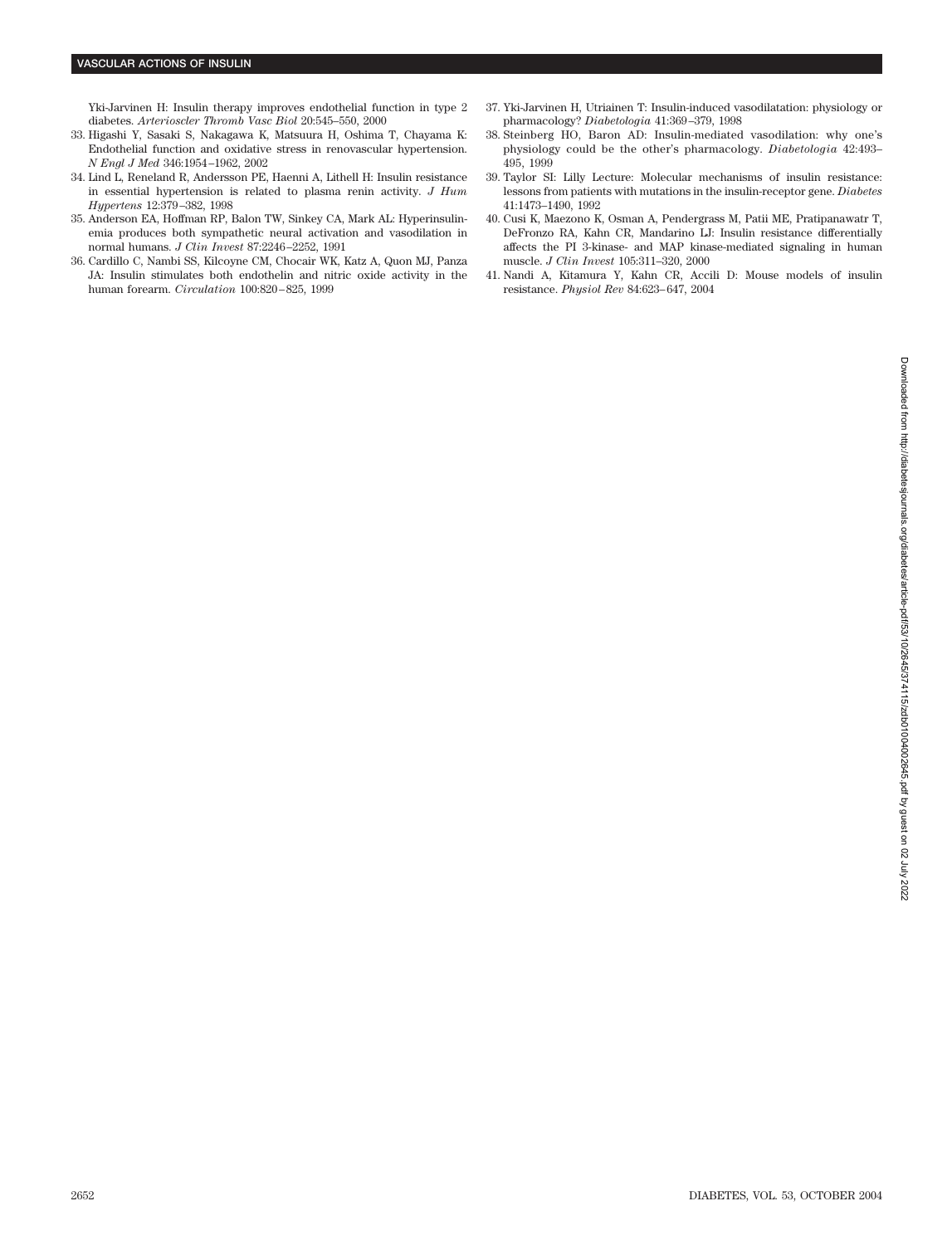Yki-Jarvinen H: Insulin therapy improves endothelial function in type 2 diabetes. *Arterioscler Thromb Vasc Biol* 20:545–550, 2000

33. Higashi Y, Sasaki S, Nakagawa K, Matsuura H, Oshima T, Chayama K: Endothelial function and oxidative stress in renovascular hypertension. *N Engl J Med* 346:1954–1962, 2002
34. Lind L, Reneland R, Andersson PE, Haenni A, Lithell H: Insulin resistance in essential hypertension is related to plasma renin activity. *J Hum Hypertens* 12:379–382, 1998
35. Anderson EA, Hoffman RP, Balon TW, Sinkey CA, Mark AL: Hyperinsulinemia produces both sympathetic neural activation and vasodilation in normal humans. *J Clin Invest* 87:2246–2252, 1991
36. Cardillo C, Nambi SS, Kilcoyne CM, Chocair WK, Katz A, Quon MJ, Panza JA: Insulin stimulates both endothelin and nitric oxide activity in the human forearm. *Circulation* 100:820–825, 1999
37. Yki-Jarvinen H, Utriainen T: Insulin-induced vasodilatation: physiology or pharmacology? *Diabetologia* 41:369–379, 1998
38. Steinberg HO, Baron AD: Insulin-mediated vasodilation: why one's physiology could be the other's pharmacology. *Diabetologia* 42:493–495, 1999
39. Taylor SI: Lilly Lecture: Molecular mechanisms of insulin resistance: lessons from patients with mutations in the insulin-receptor gene. *Diabetes* 41:1473–1490, 1992
40. Cusi K, Maezono K, Osman A, Pendergrass M, Patii ME, Pratipanawatr T, DeFronzo RA, Kahn CR, Mandarino LJ: Insulin resistance differentially affects the PI 3-kinase- and MAP kinase-mediated signaling in human muscle. *J Clin Invest* 105:311–320, 2000
41. Nandi A, Kitamura Y, Kahn CR, Accili D: Mouse models of insulin resistance. *Physiol Rev* 84:623–647, 2004